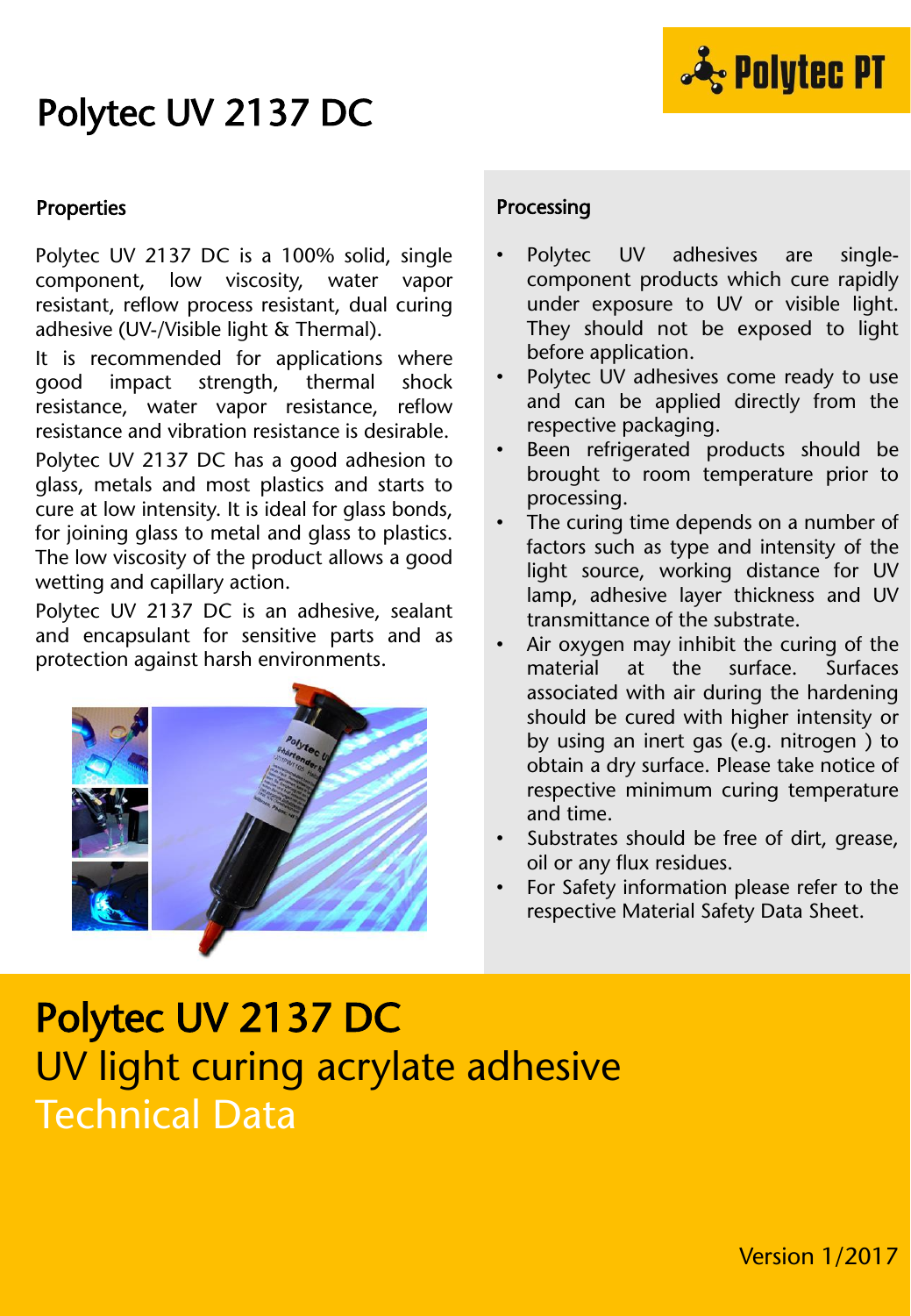# Polytec UV 2137 DC

## Properties

Polytec UV 2137 DC is a 100% solid, single component, low viscosity, water vapor resistant, reflow process resistant, dual curing adhesive (UV-/Visible light & Thermal).

It is recommended for applications where good impact strength, thermal shock resistance, water vapor resistance, reflow resistance and vibration resistance is desirable.

Polytec UV 2137 DC has a good adhesion to glass, metals and most plastics and starts to cure at low intensity. It is ideal for glass bonds, for joining glass to metal and glass to plastics. The low viscosity of the product allows a good wetting and capillary action.

Polytec UV 2137 DC is an adhesive, sealant and encapsulant for sensitive parts and as protection against harsh environments.

## Processing

- Polytec UV adhesives are single-component products which cure rapidly under exposure to UV or visible light. They should not be exposed to light before application.
- Polytec UV adhesives come ready to use and can be applied directly from the respective packaging.
- Been refrigerated products should be brought to room temperature prior to processing.
- The curing time depends on a number of factors such as type and intensity of the light source, working distance for UV lamp, adhesive layer thickness and UV transmittance of the substrate.
- Air oxygen may inhibit the curing of the material at the surface. Surfaces associated with air during the hardening should be cured with higher intensity or by using an inert gas (e.g. nitrogen ) to obtain a dry surface. Please take notice of respective minimum curing temperature and time.
- Substrates should be free of dirt, grease, oil or any flux residues.
- For Safety information please refer to the respective Material Safety Data Sheet.

# Polytec UV 2137 DC
## UV light curing acrylate adhesive
## Technical Data

Version 1/2017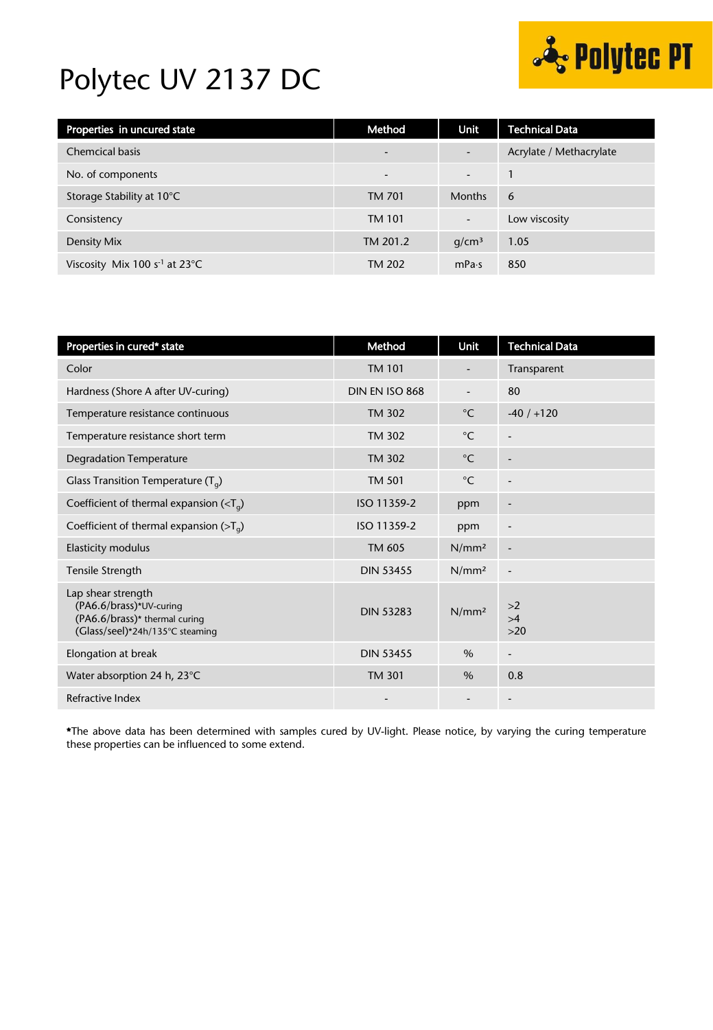# Polytec UV 2137 DC

| Properties in uncured state | Method | Unit | Technical Data |
|---|---|---|---|
| Chemcical basis | - | - | Acrylate / Methacrylate |
| No. of components | - | - | 1 |
| Storage Stability at 10°C | TM 701 | Months | 6 |
| Consistency | TM 101 | - | Low viscosity |
| Density Mix | TM 201.2 | g/cm³ | 1.05 |
| Viscosity Mix 100 $s^{-1}$ at 23°C | TM 202 | mPa·s | 850 |

| Properties in cured* state | Method | Unit | Technical Data |
|---|---|---|---|
| Color | TM 101 | - | Transparent |
| Hardness (Shore A after UV-curing) | DIN EN ISO 868 | - | 80 |
| Temperature resistance continuous | TM 302 | °C | -40 / +120 |
| Temperature resistance short term | TM 302 | °C | - |
| Degradation Temperature | TM 302 | °C | - |
| Glass Transition Temperature ($T_g$) | TM 501 | °C | - |
| Coefficient of thermal expansion (<$T_g$) | ISO 11359-2 | ppm | - |
| Coefficient of thermal expansion (>$T_g$) | ISO 11359-2 | ppm | - |
| Elasticity modulus | TM 605 | N/mm² | - |
| Tensile Strength | DIN 53455 | N/mm² | - |
| Lap shear strength<br>(PA6.6/brass)*UV-curing<br>(PA6.6/brass)* thermal curing<br>(Glass/seel)*24h/135°C steaming | DIN 53283 | N/mm² | >2<br>>4<br>>20 |
| Elongation at break | DIN 53455 | % | - |
| Water absorption 24 h, 23°C | TM 301 | % | 0.8 |
| Refractive Index | - | - | - |

*The above data has been determined with samples cured by UV-light. Please notice, by varying the curing temperature these properties can be influenced to some extend.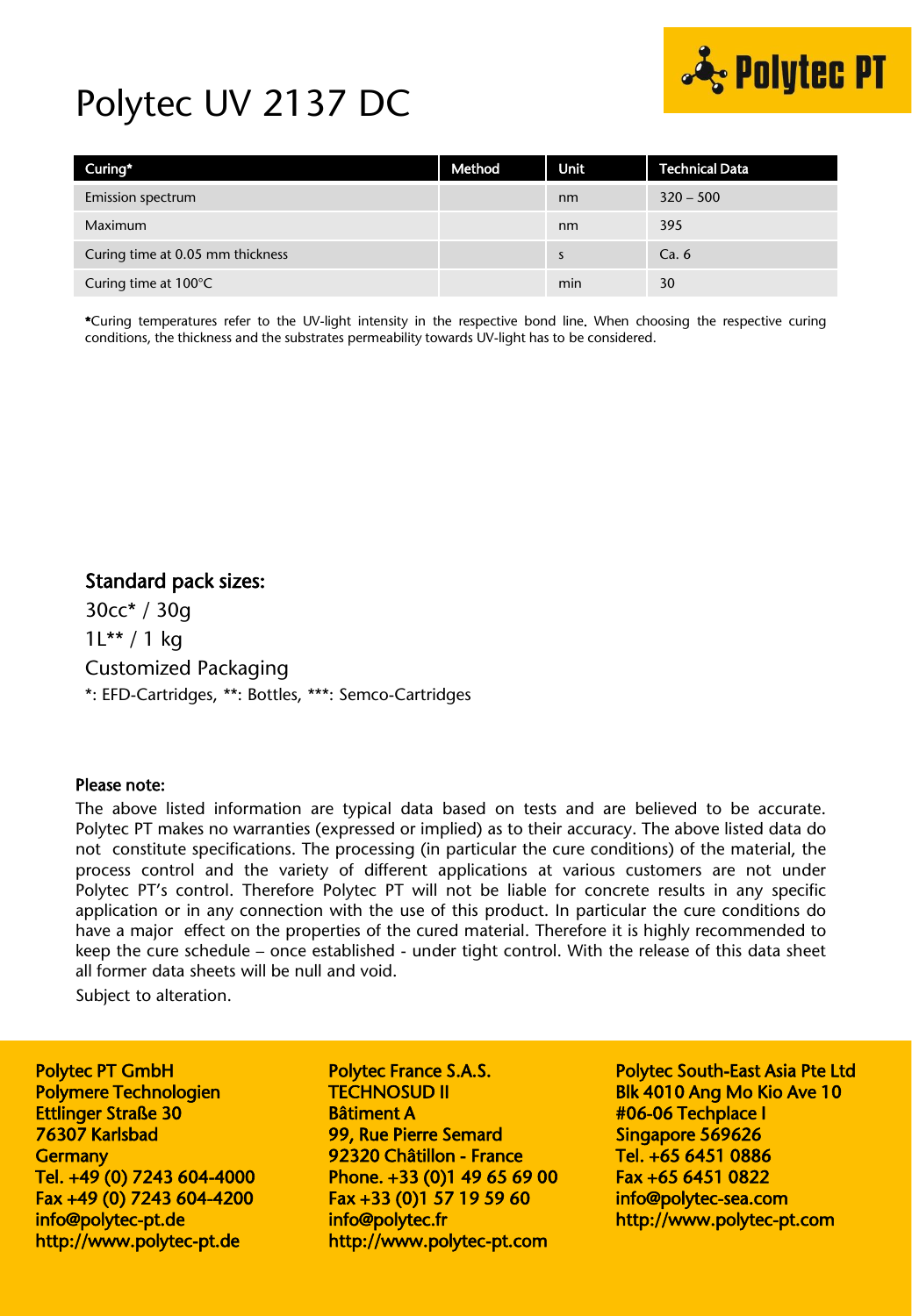# Polytec UV 2137 DC

| Curing* | Method | Unit | Technical Data |
|---|---|---|---|
| Emission spectrum | | nm | 320 – 500 |
| Maximum | | nm | 395 |
| Curing time at 0.05 mm thickness | | s | Ca. 6 |
| Curing time at 100°C | | min | 30 |

*Curing temperatures refer to the UV-light intensity in the respective bond line. When choosing the respective curing conditions, the thickness and the substrates permeability towards UV-light has to be considered.

## Standard pack sizes:

30cc* / 30g

1L** / 1 kg

Customized Packaging

*: EFD-Cartridges, **: Bottles, ***: Semco-Cartridges

### Please note:

The above listed information are typical data based on tests and are believed to be accurate. Polytec PT makes no warranties (expressed or implied) as to their accuracy. The above listed data do not constitute specifications. The processing (in particular the cure conditions) of the material, the process control and the variety of different applications at various customers are not under Polytec PT's control. Therefore Polytec PT will not be liable for concrete results in any specific application or in any connection with the use of this product. In particular the cure conditions do have a major effect on the properties of the cured material. Therefore it is highly recommended to keep the cure schedule – once established - under tight control. With the release of this data sheet all former data sheets will be null and void.

Subject to alteration.

Polytec PT GmbH
Polymere Technologien
Ettlinger Straße 30
76307 Karlsbad
Germany
Tel. +49 (0) 7243 604-4000
Fax +49 (0) 7243 604-4200
info@polytec-pt.de
http://www.polytec-pt.de

Polytec France S.A.S.
TECHNOSUD II
Bâtiment A
99, Rue Pierre Semard
92320 Châtillon - France
Phone. +33 (0)1 49 65 69 00
Fax +33 (0)1 57 19 59 60
info@polytec.fr
http://www.polytec-pt.com

Polytec South-East Asia Pte Ltd
Blk 4010 Ang Mo Kio Ave 10
#06-06 Techplace I
Singapore 569626
Tel. +65 6451 0886
Fax +65 6451 0822
info@polytec-sea.com
http://www.polytec-pt.com